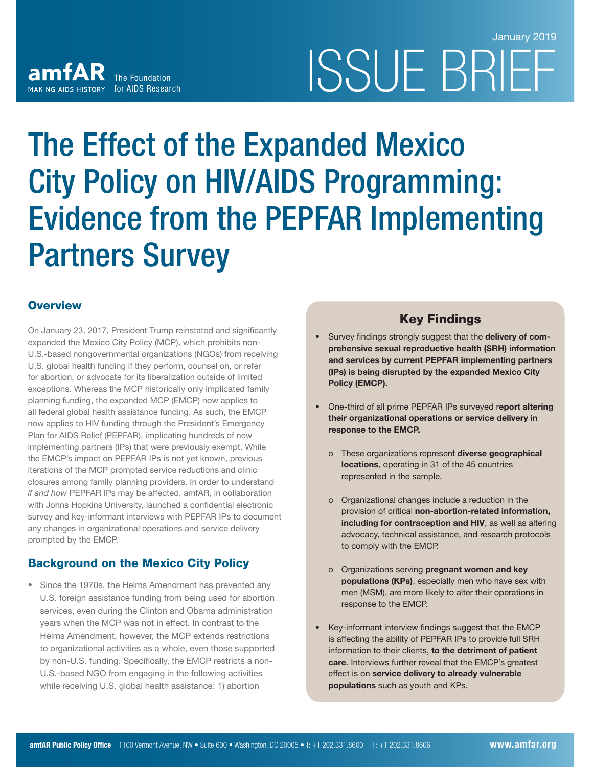January 2019

ISSUE BRIEF

amfAR The Foundation for AIDS Research
MAKING AIDS HISTORY

# The Effect of the Expanded Mexico City Policy on HIV/AIDS Programming: Evidence from the PEPFAR Implementing Partners Survey

## Overview

On January 23, 2017, President Trump reinstated and significantly expanded the Mexico City Policy (MCP), which prohibits non-U.S.-based nongovernmental organizations (NGOs) from receiving U.S. global health funding if they perform, counsel on, or refer for abortion, or advocate for its liberalization outside of limited exceptions. Whereas the MCP historically only implicated family planning funding, the expanded MCP (EMCP) now applies to all federal global health assistance funding. As such, the EMCP now applies to HIV funding through the President's Emergency Plan for AIDS Relief (PEPFAR), implicating hundreds of new implementing partners (IPs) that were previously exempt. While the EMCP's impact on PEPFAR IPs is not yet known, previous iterations of the MCP prompted service reductions and clinic closures among family planning providers. In order to understand *if and how* PEPFAR IPs may be affected, amfAR, in collaboration with Johns Hopkins University, launched a confidential electronic survey and key-informant interviews with PEPFAR IPs to document any changes in organizational operations and service delivery prompted by the EMCP.

## Background on the Mexico City Policy

- Since the 1970s, the Helms Amendment has prevented any U.S. foreign assistance funding from being used for abortion services, even during the Clinton and Obama administration years when the MCP was not in effect. In contrast to the Helms Amendment, however, the MCP extends restrictions to organizational activities as a whole, even those supported by non-U.S. funding. Specifically, the EMCP restricts a non-U.S.-based NGO from engaging in the following activities while receiving U.S. global health assistance: 1) abortion

## Key Findings

- Survey findings strongly suggest that the **delivery of comprehensive sexual reproductive health (SRH) information and services by current PEPFAR implementing partners (IPs) is being disrupted by the expanded Mexico City Policy (EMCP).**
- One-third of all prime PEPFAR IPs surveyed r**eport altering their organizational operations or service delivery in response to the EMCP.**
  - These organizations represent **diverse geographical locations**, operating in 31 of the 45 countries represented in the sample.
  - Organizational changes include a reduction in the provision of critical **non-abortion-related information, including for contraception and HIV**, as well as altering advocacy, technical assistance, and research protocols to comply with the EMCP.
  - Organizations serving **pregnant women and key populations (KPs)**, especially men who have sex with men (MSM), are more likely to alter their operations in response to the EMCP.
- Key-informant interview findings suggest that the EMCP is affecting the ability of PEPFAR IPs to provide full SRH information to their clients, **to the detriment of patient care**. Interviews further reveal that the EMCP's greatest effect is on **service delivery to already vulnerable populations** such as youth and KPs.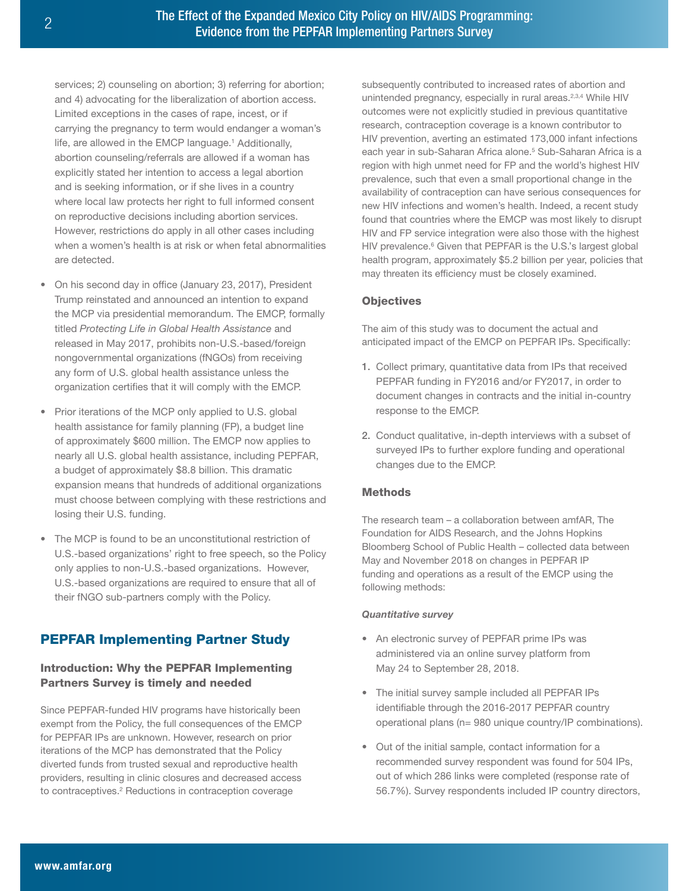services; 2) counseling on abortion; 3) referring for abortion; and 4) advocating for the liberalization of abortion access. Limited exceptions in the cases of rape, incest, or if carrying the pregnancy to term would endanger a woman's life, are allowed in the EMCP language.[1] Additionally, abortion counseling/referrals are allowed if a woman has explicitly stated her intention to access a legal abortion and is seeking information, or if she lives in a country where local law protects her right to full informed consent on reproductive decisions including abortion services. However, restrictions do apply in all other cases including when a women's health is at risk or when fetal abnormalities are detected.

- On his second day in office (January 23, 2017), President Trump reinstated and announced an intention to expand the MCP via presidential memorandum. The EMCP, formally titled *Protecting Life in Global Health Assistance* and released in May 2017, prohibits non-U.S.-based/foreign nongovernmental organizations (fNGOs) from receiving any form of U.S. global health assistance unless the organization certifies that it will comply with the EMCP.
- Prior iterations of the MCP only applied to U.S. global health assistance for family planning (FP), a budget line of approximately $600 million. The EMCP now applies to nearly all U.S. global health assistance, including PEPFAR, a budget of approximately $8.8 billion. This dramatic expansion means that hundreds of additional organizations must choose between complying with these restrictions and losing their U.S. funding.
- The MCP is found to be an unconstitutional restriction of U.S.-based organizations' right to free speech, so the Policy only applies to non-U.S.-based organizations. However, U.S.-based organizations are required to ensure that all of their fNGO sub-partners comply with the Policy.

## PEPFAR Implementing Partner Study

### Introduction: Why the PEPFAR Implementing Partners Survey is timely and needed

Since PEPFAR-funded HIV programs have historically been exempt from the Policy, the full consequences of the EMCP for PEPFAR IPs are unknown. However, research on prior iterations of the MCP has demonstrated that the Policy diverted funds from trusted sexual and reproductive health providers, resulting in clinic closures and decreased access to contraceptives.[2] Reductions in contraception coverage subsequently contributed to increased rates of abortion and unintended pregnancy, especially in rural areas.[2,3,4] While HIV outcomes were not explicitly studied in previous quantitative research, contraception coverage is a known contributor to HIV prevention, averting an estimated 173,000 infant infections each year in sub-Saharan Africa alone.[5] Sub-Saharan Africa is a region with high unmet need for FP and the world's highest HIV prevalence, such that even a small proportional change in the availability of contraception can have serious consequences for new HIV infections and women's health. Indeed, a recent study found that countries where the EMCP was most likely to disrupt HIV and FP service integration were also those with the highest HIV prevalence.[6] Given that PEPFAR is the U.S.'s largest global health program, approximately $5.2 billion per year, policies that may threaten its efficiency must be closely examined.

### Objectives

The aim of this study was to document the actual and anticipated impact of the EMCP on PEPFAR IPs. Specifically:

1. Collect primary, quantitative data from IPs that received PEPFAR funding in FY2016 and/or FY2017, in order to document changes in contracts and the initial in-country response to the EMCP.
2. Conduct qualitative, in-depth interviews with a subset of surveyed IPs to further explore funding and operational changes due to the EMCP.

### Methods

The research team – a collaboration between amfAR, The Foundation for AIDS Research, and the Johns Hopkins Bloomberg School of Public Health – collected data between May and November 2018 on changes in PEPFAR IP funding and operations as a result of the EMCP using the following methods:

***Quantitative survey***

- An electronic survey of PEPFAR prime IPs was administered via an online survey platform from May 24 to September 28, 2018.
- The initial survey sample included all PEPFAR IPs identifiable through the 2016-2017 PEPFAR country operational plans (n= 980 unique country/IP combinations).
- Out of the initial sample, contact information for a recommended survey respondent was found for 504 IPs, out of which 286 links were completed (response rate of 56.7%). Survey respondents included IP country directors,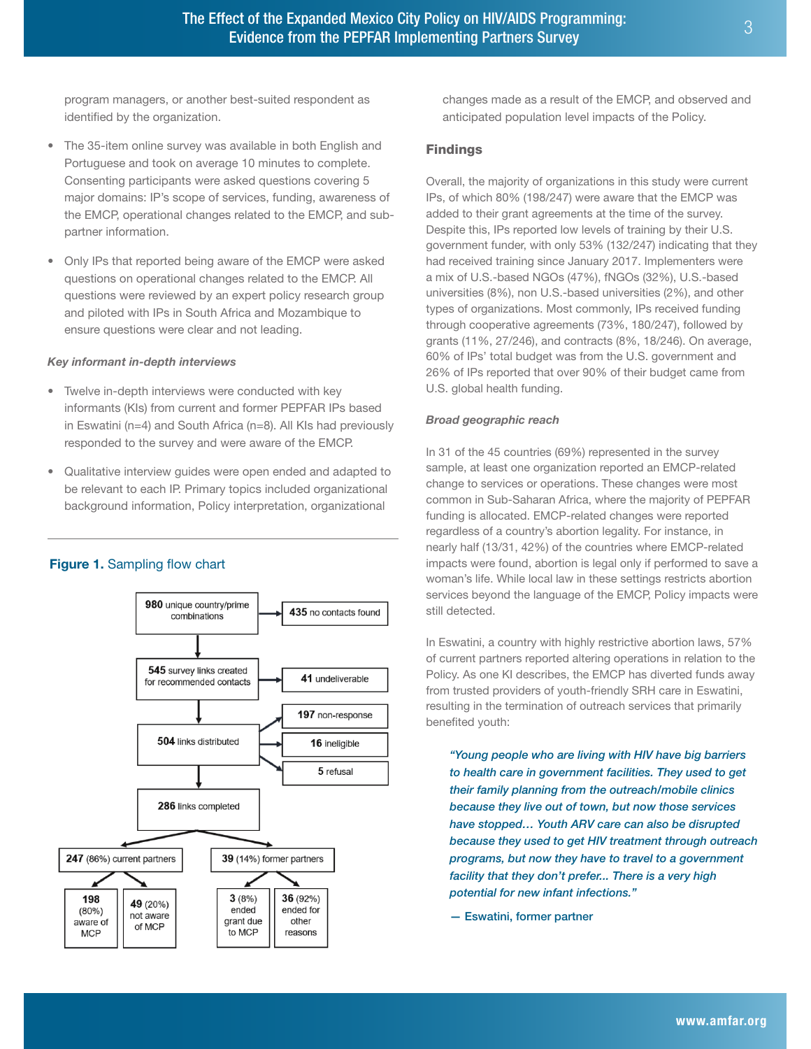program managers, or another best-suited respondent as identified by the organization.

- The 35-item online survey was available in both English and Portuguese and took on average 10 minutes to complete. Consenting participants were asked questions covering 5 major domains: IP's scope of services, funding, awareness of the EMCP, operational changes related to the EMCP, and sub-partner information.
- Only IPs that reported being aware of the EMCP were asked questions on operational changes related to the EMCP. All questions were reviewed by an expert policy research group and piloted with IPs in South Africa and Mozambique to ensure questions were clear and not leading.

*Key informant in-depth interviews*

- Twelve in-depth interviews were conducted with key informants (KIs) from current and former PEPFAR IPs based in Eswatini (n=4) and South Africa (n=8). All KIs had previously responded to the survey and were aware of the EMCP.
- Qualitative interview guides were open ended and adapted to be relevant to each IP. Primary topics included organizational background information, Policy interpretation, organizational changes made as a result of the EMCP, and observed and anticipated population level impacts of the Policy.

**Figure 1.** Sampling flow chart

- **980** unique country/prime combinations → **435** no contacts found
- **545** survey links created for recommended contacts → **41** undeliverable
- **504** links distributed → **197** non-response; **16** ineligible; **5** refusal
- **286** links completed
  - **247** (86%) current partners
    - **198** (80%) aware of MCP
    - **49** (20%) not aware of MCP
  - **39** (14%) former partners
    - **3** (8%) ended grant due to MCP
    - **36** (92%) ended for other reasons

## Findings

Overall, the majority of organizations in this study were current IPs, of which 80% (198/247) were aware that the EMCP was added to their grant agreements at the time of the survey. Despite this, IPs reported low levels of training by their U.S. government funder, with only 53% (132/247) indicating that they had received training since January 2017. Implementers were a mix of U.S.-based NGOs (47%), fNGOs (32%), U.S.-based universities (8%), non U.S.-based universities (2%), and other types of organizations. Most commonly, IPs received funding through cooperative agreements (73%, 180/247), followed by grants (11%, 27/246), and contracts (8%, 18/246). On average, 60% of IPs' total budget was from the U.S. government and 26% of IPs reported that over 90% of their budget came from U.S. global health funding.

*Broad geographic reach*

In 31 of the 45 countries (69%) represented in the survey sample, at least one organization reported an EMCP-related change to services or operations. These changes were most common in Sub-Saharan Africa, where the majority of PEPFAR funding is allocated. EMCP-related changes were reported regardless of a country's abortion legality. For instance, in nearly half (13/31, 42%) of the countries where EMCP-related impacts were found, abortion is legal only if performed to save a woman's life. While local law in these settings restricts abortion services beyond the language of the EMCP, Policy impacts were still detected.

In Eswatini, a country with highly restrictive abortion laws, 57% of current partners reported altering operations in relation to the Policy. As one KI describes, the EMCP has diverted funds away from trusted providers of youth-friendly SRH care in Eswatini, resulting in the termination of outreach services that primarily benefited youth:

> *"Young people who are living with HIV have big barriers to health care in government facilities. They used to get their family planning from the outreach/mobile clinics because they live out of town, but now those services have stopped… Youth ARV care can also be disrupted because they used to get HIV treatment through outreach programs, but now they have to travel to a government facility that they don't prefer... There is a very high potential for new infant infections."*
>
> — Eswatini, former partner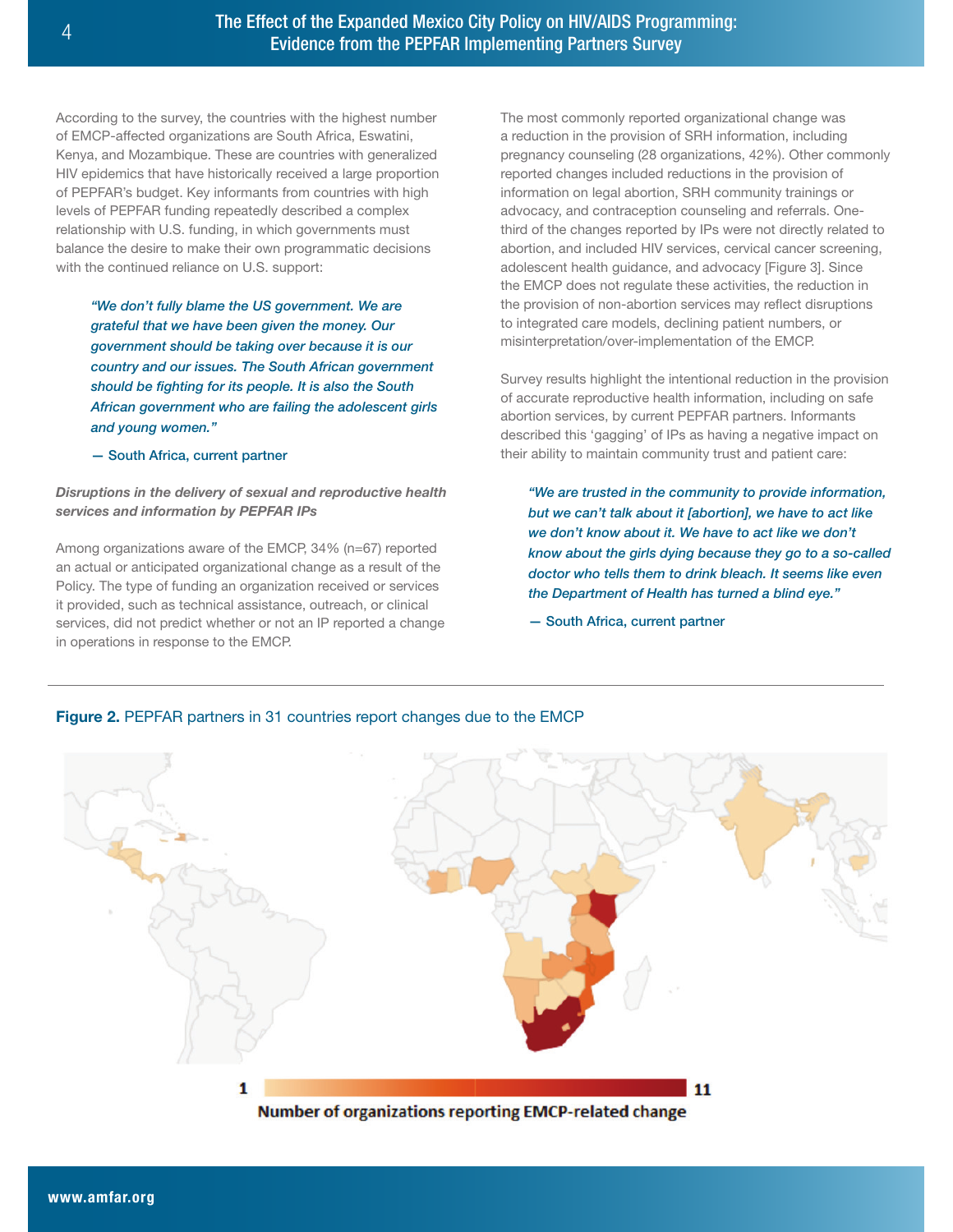According to the survey, the countries with the highest number of EMCP-affected organizations are South Africa, Eswatini, Kenya, and Mozambique. These are countries with generalized HIV epidemics that have historically received a large proportion of PEPFAR's budget. Key informants from countries with high levels of PEPFAR funding repeatedly described a complex relationship with U.S. funding, in which governments must balance the desire to make their own programmatic decisions with the continued reliance on U.S. support:

> ***"We don't fully blame the US government. We are grateful that we have been given the money. Our government should be taking over because it is our country and our issues. The South African government should be fighting for its people. It is also the South African government who are failing the adolescent girls and young women."***
>
> **— South Africa, current partner**

***Disruptions in the delivery of sexual and reproductive health services and information by PEPFAR IPs***

Among organizations aware of the EMCP, 34% (n=67) reported an actual or anticipated organizational change as a result of the Policy. The type of funding an organization received or services it provided, such as technical assistance, outreach, or clinical services, did not predict whether or not an IP reported a change in operations in response to the EMCP.

The most commonly reported organizational change was a reduction in the provision of SRH information, including pregnancy counseling (28 organizations, 42%). Other commonly reported changes included reductions in the provision of information on legal abortion, SRH community trainings or advocacy, and contraception counseling and referrals. One-third of the changes reported by IPs were not directly related to abortion, and included HIV services, cervical cancer screening, adolescent health guidance, and advocacy [Figure 3]. Since the EMCP does not regulate these activities, the reduction in the provision of non-abortion services may reflect disruptions to integrated care models, declining patient numbers, or misinterpretation/over-implementation of the EMCP.

Survey results highlight the intentional reduction in the provision of accurate reproductive health information, including on safe abortion services, by current PEPFAR partners. Informants described this 'gagging' of IPs as having a negative impact on their ability to maintain community trust and patient care:

> ***"We are trusted in the community to provide information, but we can't talk about it [abortion], we have to act like we don't know about it. We have to act like we don't know about the girls dying because they go to a so-called doctor who tells them to drink bleach. It seems like even the Department of Health has turned a blind eye."***
>
> **— South Africa, current partner**

**Figure 2.** PEPFAR partners in 31 countries report changes due to the EMCP

1 — 11

Number of organizations reporting EMCP-related change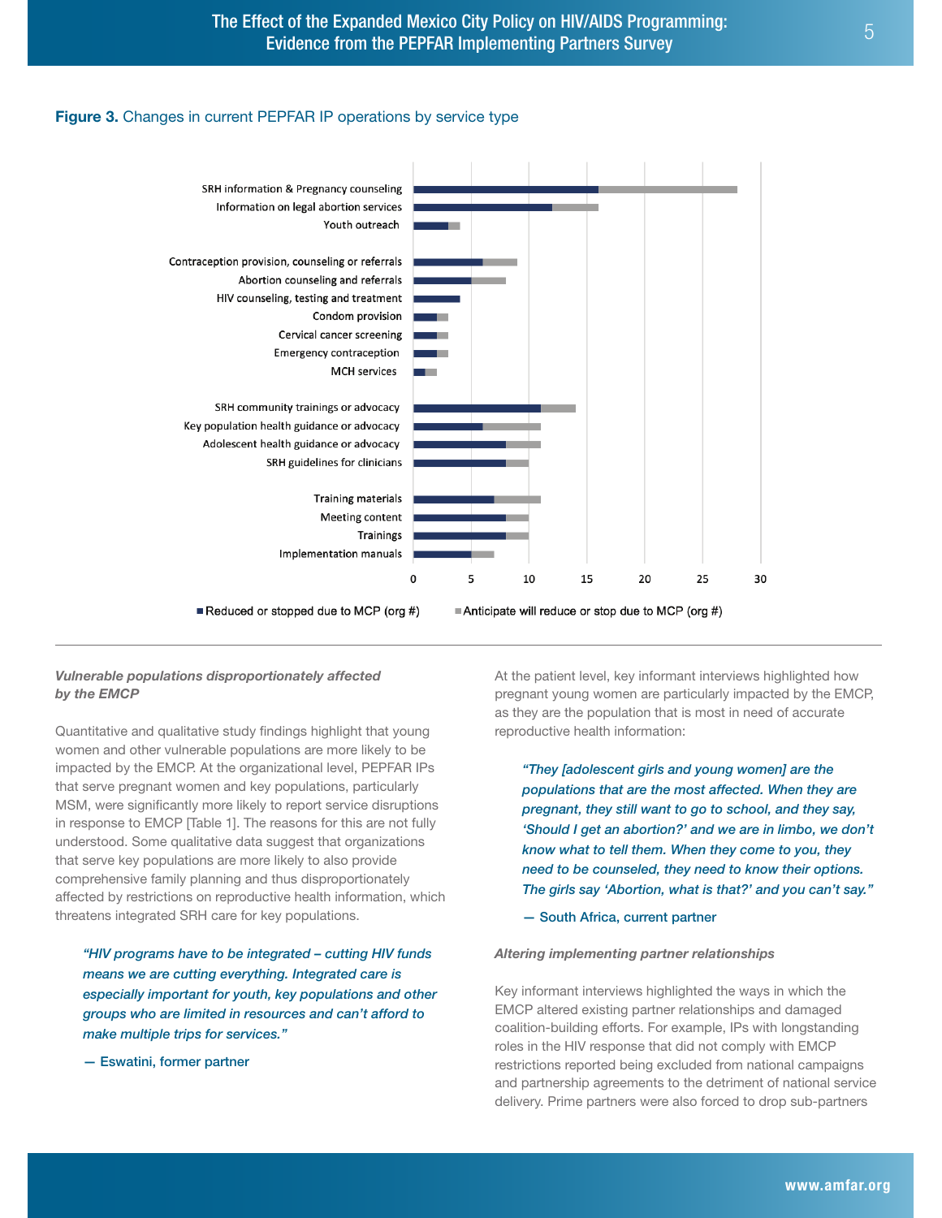**Figure 3.** Changes in current PEPFAR IP operations by service type

| Service type | Reduced or stopped due to MCP (org #) | Anticipate will reduce or stop due to MCP (org #) |
|---|---|---|
| SRH information & Pregnancy counseling | 16 | 12 |
| Information on legal abortion services | 12 | 4 |
| Youth outreach | 3 | 1 |
| Contraception provision, counseling or referrals | 6 | 3 |
| Abortion counseling and referrals | 5 | 3 |
| HIV counseling, testing and treatment | 4 | 0 |
| Condom provision | 2 | 1 |
| Cervical cancer screening | 2 | 1 |
| Emergency contraception | 2 | 1 |
| MCH services | 1 | 1 |
| SRH community trainings or advocacy | 11 | 3 |
| Key population health guidance or advocacy | 6 | 5 |
| Adolescent health guidance or advocacy | 8 | 3 |
| SRH guidelines for clinicians | 8 | 2 |
| Training materials | 7 | 4 |
| Meeting content | 8 | 2 |
| Trainings | 8 | 2 |
| Implementation manuals | 5 | 2 |

### *Vulnerable populations disproportionately affected by the EMCP*

Quantitative and qualitative study findings highlight that young women and other vulnerable populations are more likely to be impacted by the EMCP. At the organizational level, PEPFAR IPs that serve pregnant women and key populations, particularly MSM, were significantly more likely to report service disruptions in response to EMCP [Table 1]. The reasons for this are not fully understood. Some qualitative data suggest that organizations that serve key populations are more likely to also provide comprehensive family planning and thus disproportionately affected by restrictions on reproductive health information, which threatens integrated SRH care for key populations.

> ***"HIV programs have to be integrated – cutting HIV funds means we are cutting everything. Integrated care is especially important for youth, key populations and other groups who are limited in resources and can't afford to make multiple trips for services."***
>
> **— Eswatini, former partner**

At the patient level, key informant interviews highlighted how pregnant young women are particularly impacted by the EMCP, as they are the population that is most in need of accurate reproductive health information:

> ***"They [adolescent girls and young women] are the populations that are the most affected. When they are pregnant, they still want to go to school, and they say, 'Should I get an abortion?' and we are in limbo, we don't know what to tell them. When they come to you, they need to be counseled, they need to know their options. The girls say 'Abortion, what is that?' and you can't say."***
>
> **— South Africa, current partner**

### *Altering implementing partner relationships*

Key informant interviews highlighted the ways in which the EMCP altered existing partner relationships and damaged coalition-building efforts. For example, IPs with longstanding roles in the HIV response that did not comply with EMCP restrictions reported being excluded from national campaigns and partnership agreements to the detriment of national service delivery. Prime partners were also forced to drop sub-partners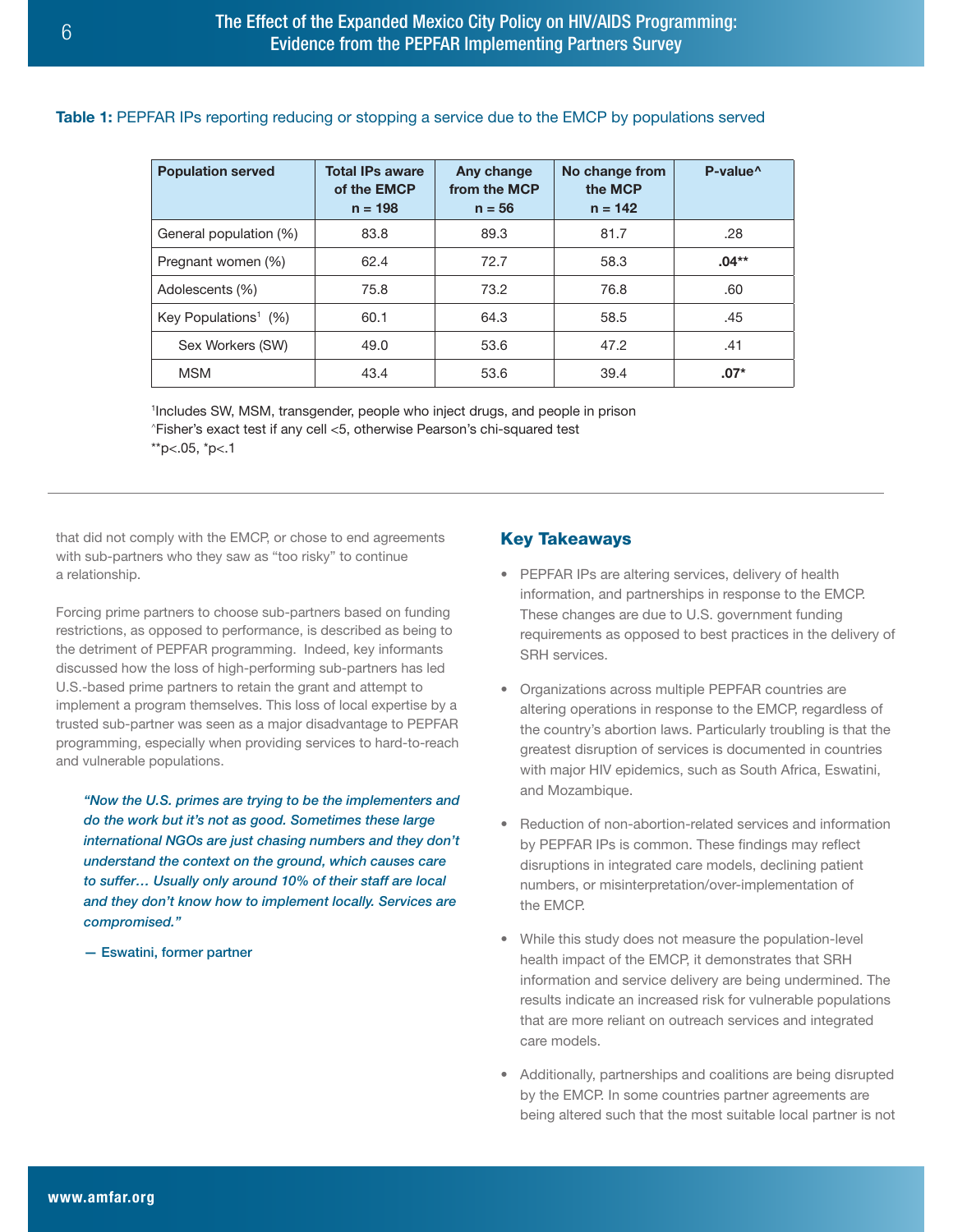**Table 1:** PEPFAR IPs reporting reducing or stopping a service due to the EMCP by populations served

| Population served | Total IPs aware of the EMCP n = 198 | Any change from the MCP n = 56 | No change from the MCP n = 142 | P-value^ |
|---|---|---|---|---|
| General population (%) | 83.8 | 89.3 | 81.7 | .28 |
| Pregnant women (%) | 62.4 | 72.7 | 58.3 | **.04**** |
| Adolescents (%) | 75.8 | 73.2 | 76.8 | .60 |
| Key Populations[1] (%) | 60.1 | 64.3 | 58.5 | .45 |
| Sex Workers (SW) | 49.0 | 53.6 | 47.2 | .41 |
| MSM | 43.4 | 53.6 | 39.4 | **.07*** |

[1]Includes SW, MSM, transgender, people who inject drugs, and people in prison
^Fisher's exact test if any cell <5, otherwise Pearson's chi-squared test
**p<.05, *p<.1

that did not comply with the EMCP, or chose to end agreements with sub-partners who they saw as "too risky" to continue a relationship.

Forcing prime partners to choose sub-partners based on funding restrictions, as opposed to performance, is described as being to the detriment of PEPFAR programming. Indeed, key informants discussed how the loss of high-performing sub-partners has led U.S.-based prime partners to retain the grant and attempt to implement a program themselves. This loss of local expertise by a trusted sub-partner was seen as a major disadvantage to PEPFAR programming, especially when providing services to hard-to-reach and vulnerable populations.

> ***"Now the U.S. primes are trying to be the implementers and do the work but it's not as good. Sometimes these large international NGOs are just chasing numbers and they don't understand the context on the ground, which causes care to suffer… Usually only around 10% of their staff are local and they don't know how to implement locally. Services are compromised."***
>
> **— Eswatini, former partner**

## Key Takeaways

- PEPFAR IPs are altering services, delivery of health information, and partnerships in response to the EMCP. These changes are due to U.S. government funding requirements as opposed to best practices in the delivery of SRH services.
- Organizations across multiple PEPFAR countries are altering operations in response to the EMCP, regardless of the country's abortion laws. Particularly troubling is that the greatest disruption of services is documented in countries with major HIV epidemics, such as South Africa, Eswatini, and Mozambique.
- Reduction of non-abortion-related services and information by PEPFAR IPs is common. These findings may reflect disruptions in integrated care models, declining patient numbers, or misinterpretation/over-implementation of the EMCP.
- While this study does not measure the population-level health impact of the EMCP, it demonstrates that SRH information and service delivery are being undermined. The results indicate an increased risk for vulnerable populations that are more reliant on outreach services and integrated care models.
- Additionally, partnerships and coalitions are being disrupted by the EMCP. In some countries partner agreements are being altered such that the most suitable local partner is not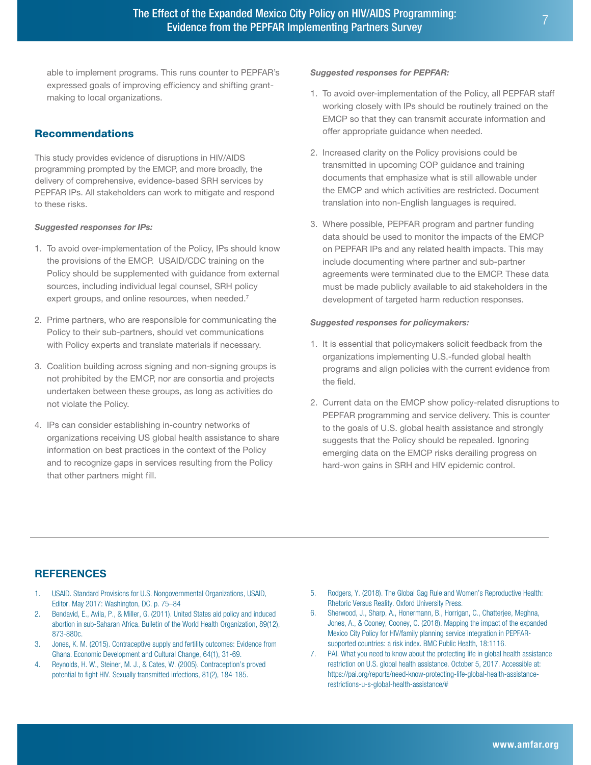able to implement programs. This runs counter to PEPFAR's expressed goals of improving efficiency and shifting grant-making to local organizations.

## Recommendations

This study provides evidence of disruptions in HIV/AIDS programming prompted by the EMCP, and more broadly, the delivery of comprehensive, evidence-based SRH services by PEPFAR IPs. All stakeholders can work to mitigate and respond to these risks.

***Suggested responses for IPs:***

1. To avoid over-implementation of the Policy, IPs should know the provisions of the EMCP. USAID/CDC training on the Policy should be supplemented with guidance from external sources, including individual legal counsel, SRH policy expert groups, and online resources, when needed.[7]
2. Prime partners, who are responsible for communicating the Policy to their sub-partners, should vet communications with Policy experts and translate materials if necessary.
3. Coalition building across signing and non-signing groups is not prohibited by the EMCP, nor are consortia and projects undertaken between these groups, as long as activities do not violate the Policy.
4. IPs can consider establishing in-country networks of organizations receiving US global health assistance to share information on best practices in the context of the Policy and to recognize gaps in services resulting from the Policy that other partners might fill.

***Suggested responses for PEPFAR:***

1. To avoid over-implementation of the Policy, all PEPFAR staff working closely with IPs should be routinely trained on the EMCP so that they can transmit accurate information and offer appropriate guidance when needed.
2. Increased clarity on the Policy provisions could be transmitted in upcoming COP guidance and training documents that emphasize what is still allowable under the EMCP and which activities are restricted. Document translation into non-English languages is required.
3. Where possible, PEPFAR program and partner funding data should be used to monitor the impacts of the EMCP on PEPFAR IPs and any related health impacts. This may include documenting where partner and sub-partner agreements were terminated due to the EMCP. These data must be made publicly available to aid stakeholders in the development of targeted harm reduction responses.

***Suggested responses for policymakers:***

1. It is essential that policymakers solicit feedback from the organizations implementing U.S.-funded global health programs and align policies with the current evidence from the field.
2. Current data on the EMCP show policy-related disruptions to PEPFAR programming and service delivery. This is counter to the goals of U.S. global health assistance and strongly suggests that the Policy should be repealed. Ignoring emerging data on the EMCP risks derailing progress on hard-won gains in SRH and HIV epidemic control.

## REFERENCES

1. USAID. Standard Provisions for U.S. Nongovernmental Organizations, USAID, Editor. May 2017: Washington, DC. p. 75–84
2. Bendavid, E., Avila, P., & Miller, G. (2011). United States aid policy and induced abortion in sub-Saharan Africa. Bulletin of the World Health Organization, 89(12), 873-880c.
3. Jones, K. M. (2015). Contraceptive supply and fertility outcomes: Evidence from Ghana. Economic Development and Cultural Change, 64(1), 31-69.
4. Reynolds, H. W., Steiner, M. J., & Cates, W. (2005). Contraception's proved potential to fight HIV. Sexually transmitted infections, 81(2), 184-185.
5. Rodgers, Y. (2018). The Global Gag Rule and Women's Reproductive Health: Rhetoric Versus Reality. Oxford University Press.
6. Sherwood, J., Sharp, A., Honermann, B., Horrigan, C., Chatterjee, Meghna, Jones, A., & Cooney, Cooney, C. (2018). Mapping the impact of the expanded Mexico City Policy for HIV/family planning service integration in PEPFAR-supported countries: a risk index. BMC Public Health, 18:1116.
7. PAI. What you need to know about the protecting life in global health assistance restriction on U.S. global health assistance. October 5, 2017. Accessible at: https://pai.org/reports/need-know-protecting-life-global-health-assistance-restrictions-u-s-global-health-assistance/#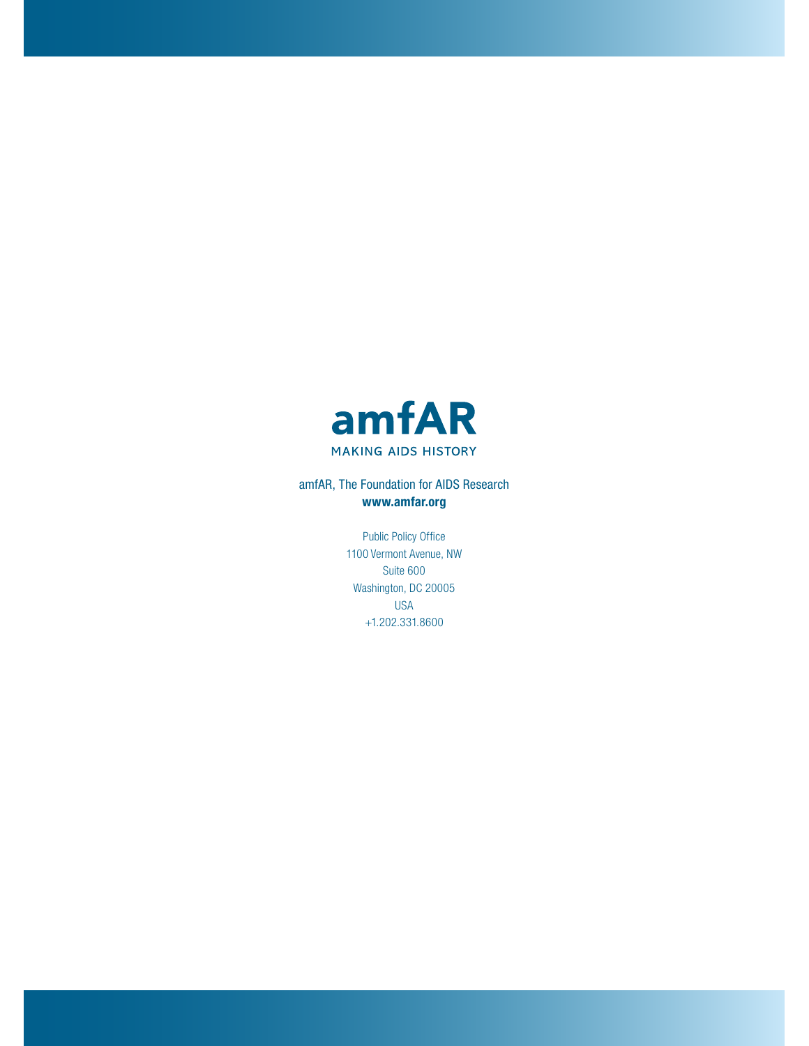amfAR

MAKING AIDS HISTORY

amfAR, The Foundation for AIDS Research
**www.amfar.org**

Public Policy Office
1100 Vermont Avenue, NW
Suite 600
Washington, DC 20005
USA
+1.202.331.8600